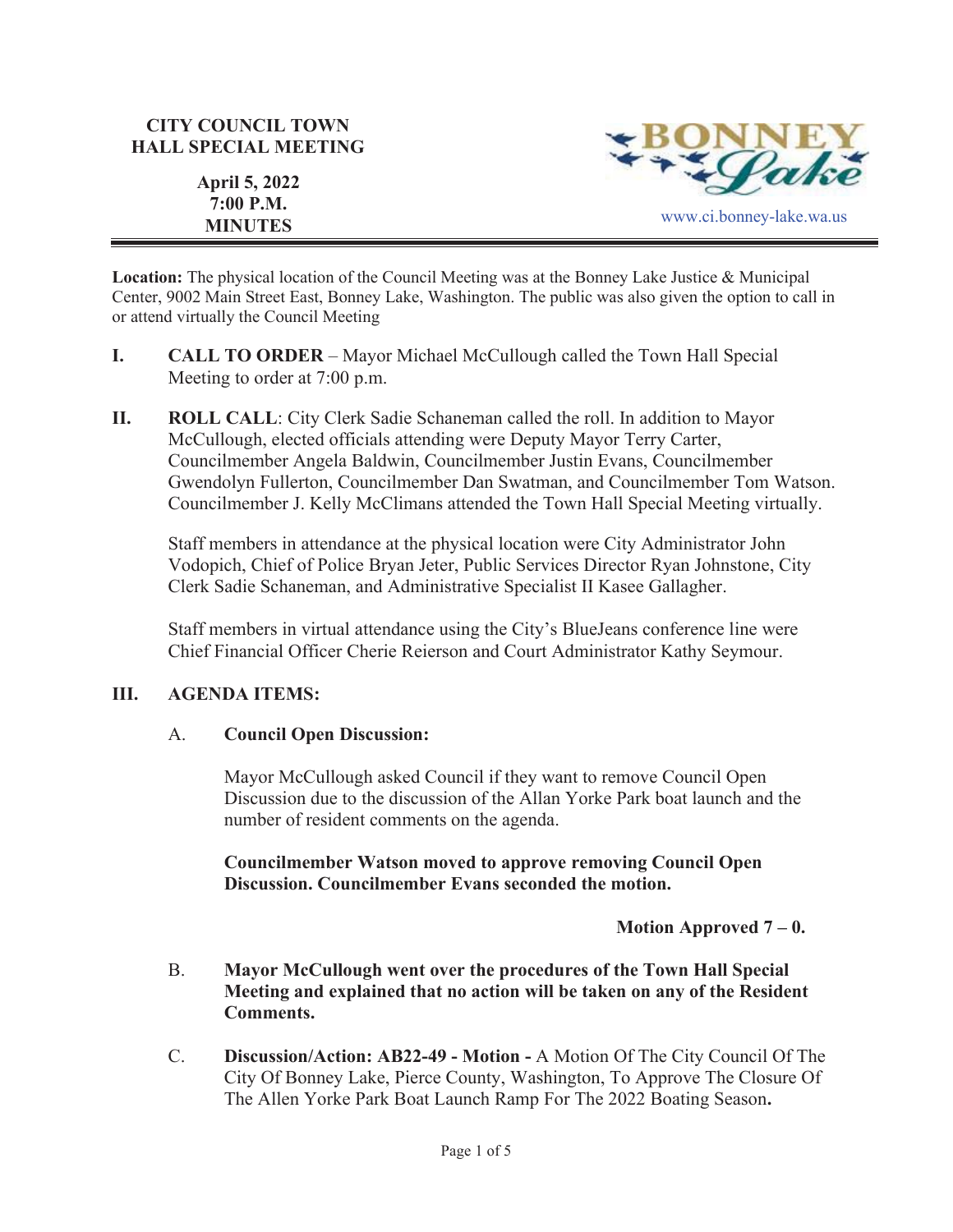**CITY COUNCIL TOWN HALL SPECIAL MEETING**

**April 5, 2022**
**7:00 P.M.**
**MINUTES**

BONNEY Lake

www.ci.bonney-lake.wa.us

**Location:** The physical location of the Council Meeting was at the Bonney Lake Justice & Municipal Center, 9002 Main Street East, Bonney Lake, Washington. The public was also given the option to call in or attend virtually the Council Meeting

**I. CALL TO ORDER** – Mayor Michael McCullough called the Town Hall Special Meeting to order at 7:00 p.m.

**II. ROLL CALL**: City Clerk Sadie Schaneman called the roll. In addition to Mayor McCullough, elected officials attending were Deputy Mayor Terry Carter, Councilmember Angela Baldwin, Councilmember Justin Evans, Councilmember Gwendolyn Fullerton, Councilmember Dan Swatman, and Councilmember Tom Watson. Councilmember J. Kelly McClimans attended the Town Hall Special Meeting virtually.

Staff members in attendance at the physical location were City Administrator John Vodopich, Chief of Police Bryan Jeter, Public Services Director Ryan Johnstone, City Clerk Sadie Schaneman, and Administrative Specialist II Kasee Gallagher.

Staff members in virtual attendance using the City's BlueJeans conference line were Chief Financial Officer Cherie Reierson and Court Administrator Kathy Seymour.

**III. AGENDA ITEMS:**

A. **Council Open Discussion:**

Mayor McCullough asked Council if they want to remove Council Open Discussion due to the discussion of the Allan Yorke Park boat launch and the number of resident comments on the agenda.

**Councilmember Watson moved to approve removing Council Open Discussion. Councilmember Evans seconded the motion.**

**Motion Approved 7 – 0.**

B. **Mayor McCullough went over the procedures of the Town Hall Special Meeting and explained that no action will be taken on any of the Resident Comments.**

C. **Discussion/Action: AB22-49 - Motion -** A Motion Of The City Council Of The City Of Bonney Lake, Pierce County, Washington, To Approve The Closure Of The Allen Yorke Park Boat Launch Ramp For The 2022 Boating Season**.**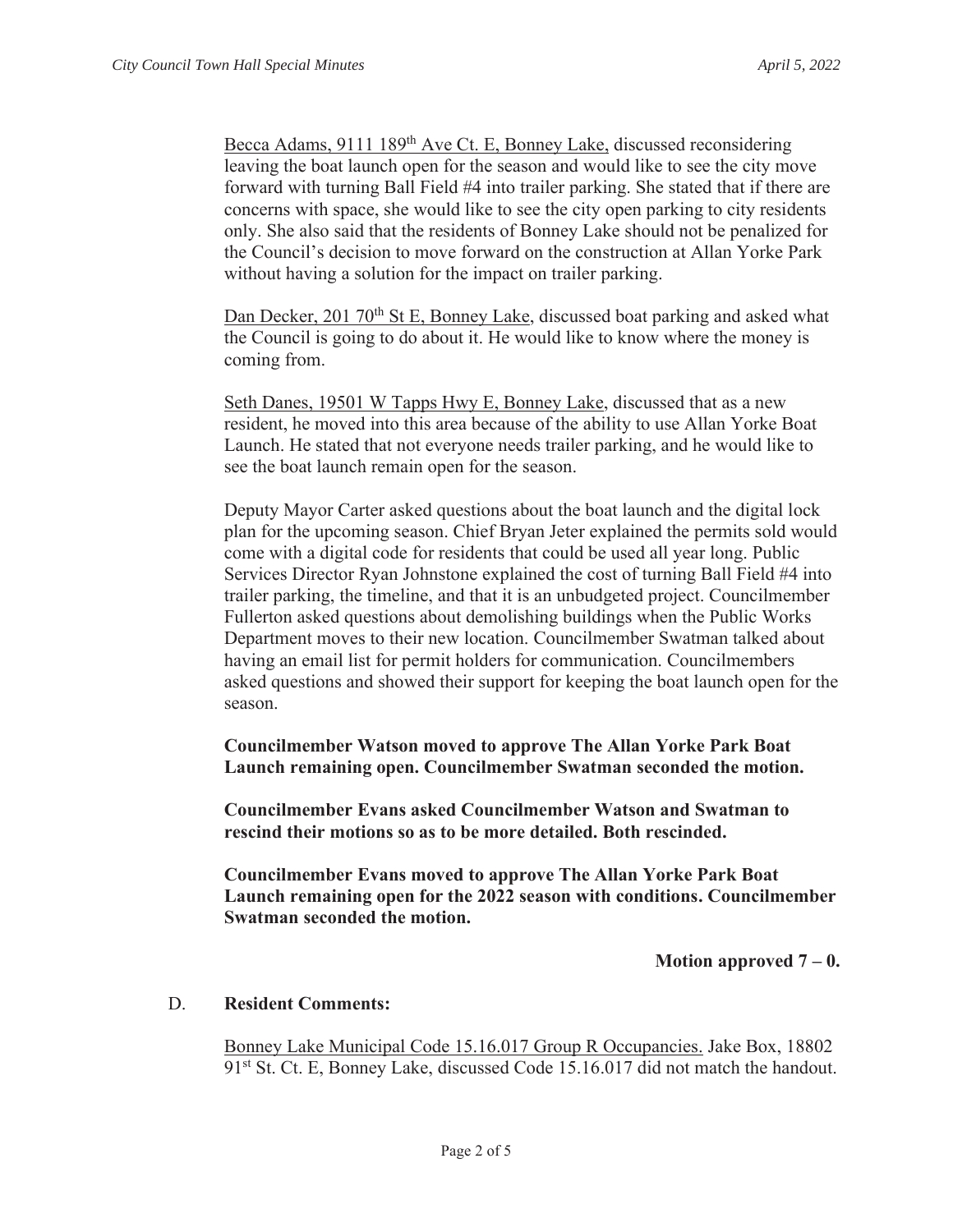Becca Adams, 9111 189th Ave Ct. E, Bonney Lake, discussed reconsidering leaving the boat launch open for the season and would like to see the city move forward with turning Ball Field #4 into trailer parking. She stated that if there are concerns with space, she would like to see the city open parking to city residents only. She also said that the residents of Bonney Lake should not be penalized for the Council's decision to move forward on the construction at Allan Yorke Park without having a solution for the impact on trailer parking.

Dan Decker, 201 70th St E, Bonney Lake, discussed boat parking and asked what the Council is going to do about it. He would like to know where the money is coming from.

Seth Danes, 19501 W Tapps Hwy E, Bonney Lake, discussed that as a new resident, he moved into this area because of the ability to use Allan Yorke Boat Launch. He stated that not everyone needs trailer parking, and he would like to see the boat launch remain open for the season.

Deputy Mayor Carter asked questions about the boat launch and the digital lock plan for the upcoming season. Chief Bryan Jeter explained the permits sold would come with a digital code for residents that could be used all year long. Public Services Director Ryan Johnstone explained the cost of turning Ball Field #4 into trailer parking, the timeline, and that it is an unbudgeted project. Councilmember Fullerton asked questions about demolishing buildings when the Public Works Department moves to their new location. Councilmember Swatman talked about having an email list for permit holders for communication. Councilmembers asked questions and showed their support for keeping the boat launch open for the season.

**Councilmember Watson moved to approve The Allan Yorke Park Boat Launch remaining open. Councilmember Swatman seconded the motion.**

**Councilmember Evans asked Councilmember Watson and Swatman to rescind their motions so as to be more detailed. Both rescinded.**

**Councilmember Evans moved to approve The Allan Yorke Park Boat Launch remaining open for the 2022 season with conditions. Councilmember Swatman seconded the motion.**

**Motion approved 7 – 0.**

D. **Resident Comments:**

Bonney Lake Municipal Code 15.16.017 Group R Occupancies. Jake Box, 18802 91st St. Ct. E, Bonney Lake, discussed Code 15.16.017 did not match the handout.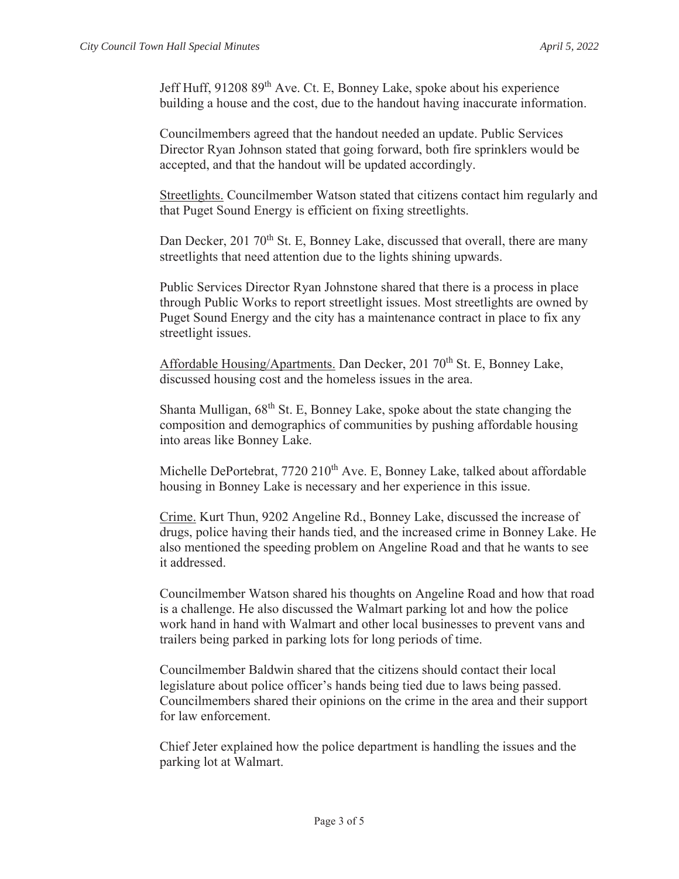Jeff Huff, 91208 89th Ave. Ct. E, Bonney Lake, spoke about his experience building a house and the cost, due to the handout having inaccurate information.

Councilmembers agreed that the handout needed an update. Public Services Director Ryan Johnson stated that going forward, both fire sprinklers would be accepted, and that the handout will be updated accordingly.

Streetlights. Councilmember Watson stated that citizens contact him regularly and that Puget Sound Energy is efficient on fixing streetlights.

Dan Decker, 201 70th St. E, Bonney Lake, discussed that overall, there are many streetlights that need attention due to the lights shining upwards.

Public Services Director Ryan Johnstone shared that there is a process in place through Public Works to report streetlight issues. Most streetlights are owned by Puget Sound Energy and the city has a maintenance contract in place to fix any streetlight issues.

Affordable Housing/Apartments. Dan Decker, 201 70th St. E, Bonney Lake, discussed housing cost and the homeless issues in the area.

Shanta Mulligan, 68th St. E, Bonney Lake, spoke about the state changing the composition and demographics of communities by pushing affordable housing into areas like Bonney Lake.

Michelle DePortebrat, 7720 210th Ave. E, Bonney Lake, talked about affordable housing in Bonney Lake is necessary and her experience in this issue.

Crime. Kurt Thun, 9202 Angeline Rd., Bonney Lake, discussed the increase of drugs, police having their hands tied, and the increased crime in Bonney Lake. He also mentioned the speeding problem on Angeline Road and that he wants to see it addressed.

Councilmember Watson shared his thoughts on Angeline Road and how that road is a challenge. He also discussed the Walmart parking lot and how the police work hand in hand with Walmart and other local businesses to prevent vans and trailers being parked in parking lots for long periods of time.

Councilmember Baldwin shared that the citizens should contact their local legislature about police officer's hands being tied due to laws being passed. Councilmembers shared their opinions on the crime in the area and their support for law enforcement.

Chief Jeter explained how the police department is handling the issues and the parking lot at Walmart.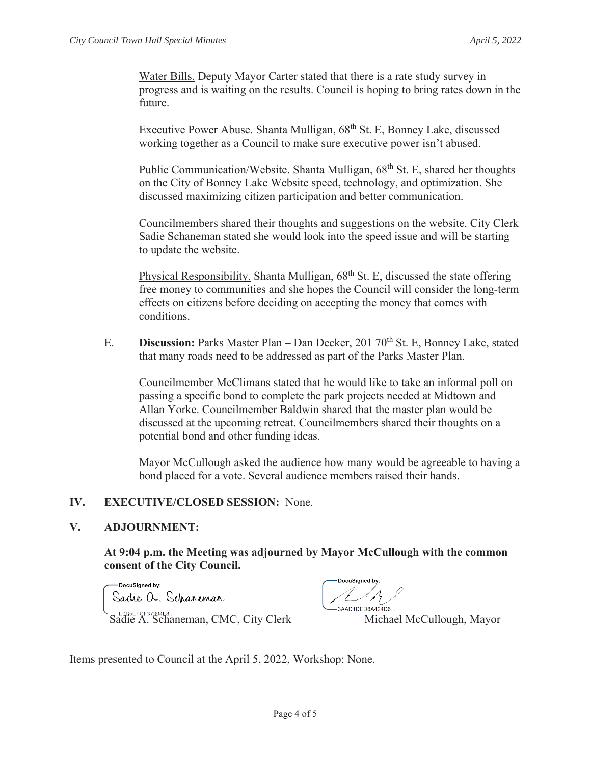Water Bills. Deputy Mayor Carter stated that there is a rate study survey in progress and is waiting on the results. Council is hoping to bring rates down in the future.

Executive Power Abuse. Shanta Mulligan, 68th St. E, Bonney Lake, discussed working together as a Council to make sure executive power isn't abused.

Public Communication/Website. Shanta Mulligan, 68th St. E, shared her thoughts on the City of Bonney Lake Website speed, technology, and optimization. She discussed maximizing citizen participation and better communication.

Councilmembers shared their thoughts and suggestions on the website. City Clerk Sadie Schaneman stated she would look into the speed issue and will be starting to update the website.

Physical Responsibility. Shanta Mulligan, 68th St. E, discussed the state offering free money to communities and she hopes the Council will consider the long-term effects on citizens before deciding on accepting the money that comes with conditions.

E. **Discussion:** Parks Master Plan **–** Dan Decker, 201 70th St. E, Bonney Lake, stated that many roads need to be addressed as part of the Parks Master Plan.

Councilmember McClimans stated that he would like to take an informal poll on passing a specific bond to complete the park projects needed at Midtown and Allan Yorke. Councilmember Baldwin shared that the master plan would be discussed at the upcoming retreat. Councilmembers shared their thoughts on a potential bond and other funding ideas.

Mayor McCullough asked the audience how many would be agreeable to having a bond placed for a vote. Several audience members raised their hands.

## IV. EXECUTIVE/CLOSED SESSION: None.

## V. ADJOURNMENT:

**At 9:04 p.m. the Meeting was adjourned by Mayor McCullough with the common consent of the City Council.**

| DocuSigned by: Sadie A. Schaneman | DocuSigned by: 3AAD1DED8A424D6... |
| --- | --- |
| Sadie A. Schaneman, CMC, City Clerk | Michael McCullough, Mayor |

Items presented to Council at the April 5, 2022, Workshop: None.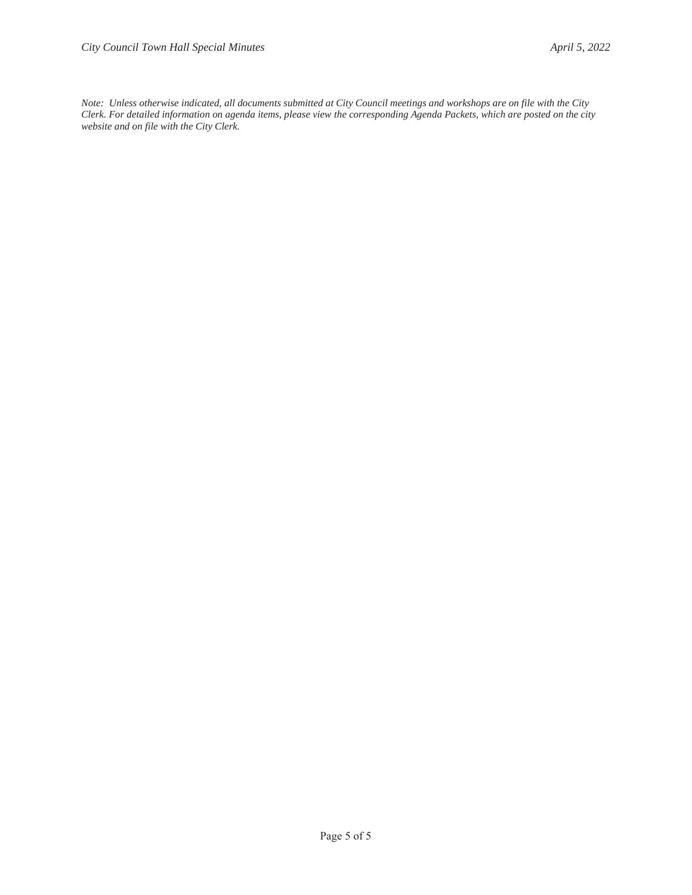*Note: Unless otherwise indicated, all documents submitted at City Council meetings and workshops are on file with the City Clerk. For detailed information on agenda items, please view the corresponding Agenda Packets, which are posted on the city website and on file with the City Clerk.*